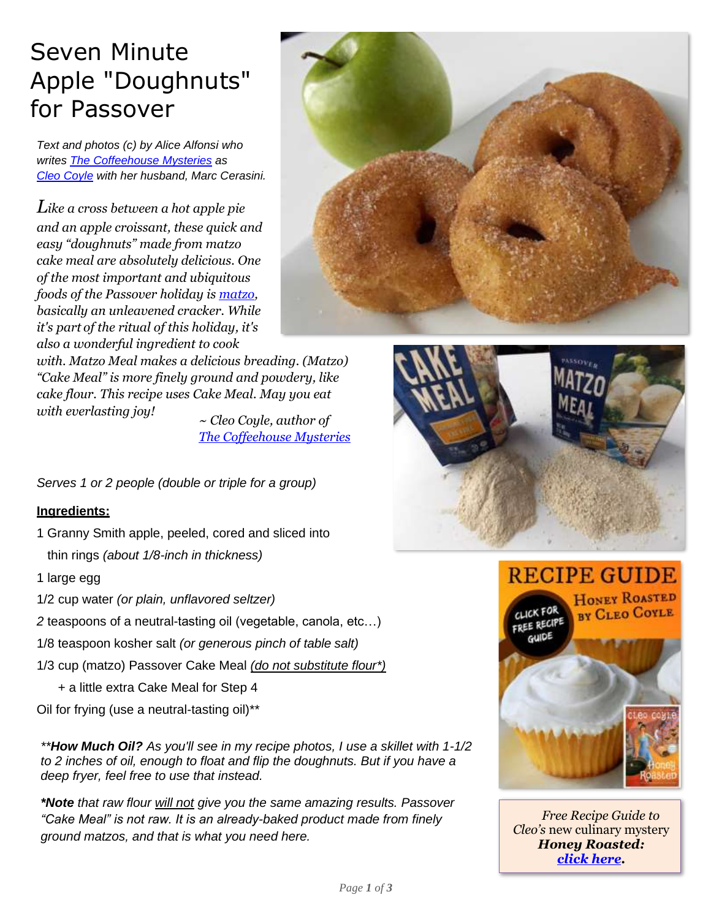# Seven Minute Apple "Doughnuts" for Passover

*Text and photos (c) by Alice Alfonsi who writes [The Coffeehouse Mysteries]() as [Cleo Coyle]() with her husband, Marc Cerasini.*

*Like a cross between a hot apple pie and an apple croissant, these quick and easy "doughnuts" made from matzo cake meal are absolutely delicious. One of the most important and ubiquitous foods of the Passover holiday is [matzo](), basically an unleavened cracker. While it's part of the ritual of this holiday, it's also a wonderful ingredient to cook with. Matzo Meal makes a delicious breading. (Matzo) "Cake Meal" is more finely ground and powdery, like cake flour. This recipe uses Cake Meal. May you eat with everlasting joy!*

*~ Cleo Coyle, author of [The Coffeehouse Mysteries]()*

*Serves 1 or 2 people (double or triple for a group)*

**Ingredients:**

1 Granny Smith apple, peeled, cored and sliced into thin rings *(about 1/8-inch in thickness)*

1 large egg

1/2 cup water *(or plain, unflavored seltzer)*

*2* teaspoons of a neutral-tasting oil (vegetable, canola, etc…)

1/8 teaspoon kosher salt *(or generous pinch of table salt)*

1/3 cup (matzo) Passover Cake Meal *(do not substitute flour*)*

+ a little extra Cake Meal for Step 4

Oil for frying (use a neutral-tasting oil)**

***\*How Much Oil?** As you'll see in my recipe photos, I use a skillet with 1-1/2 to 2 inches of oil, enough to float and flip the doughnuts. But if you have a deep fryer, feel free to use that instead.*

***Note** that raw flour will not give you the same amazing results. Passover "Cake Meal" is not raw. It is an already-baked product made from finely ground matzos, and that is what you need here.*

RECIPE GUIDE

Honey Roasted by Cleo Coyle

Click for free recipe guide

*Free Recipe Guide to Cleo's* new culinary mystery ***Honey Roasted:*** ***[click here]().***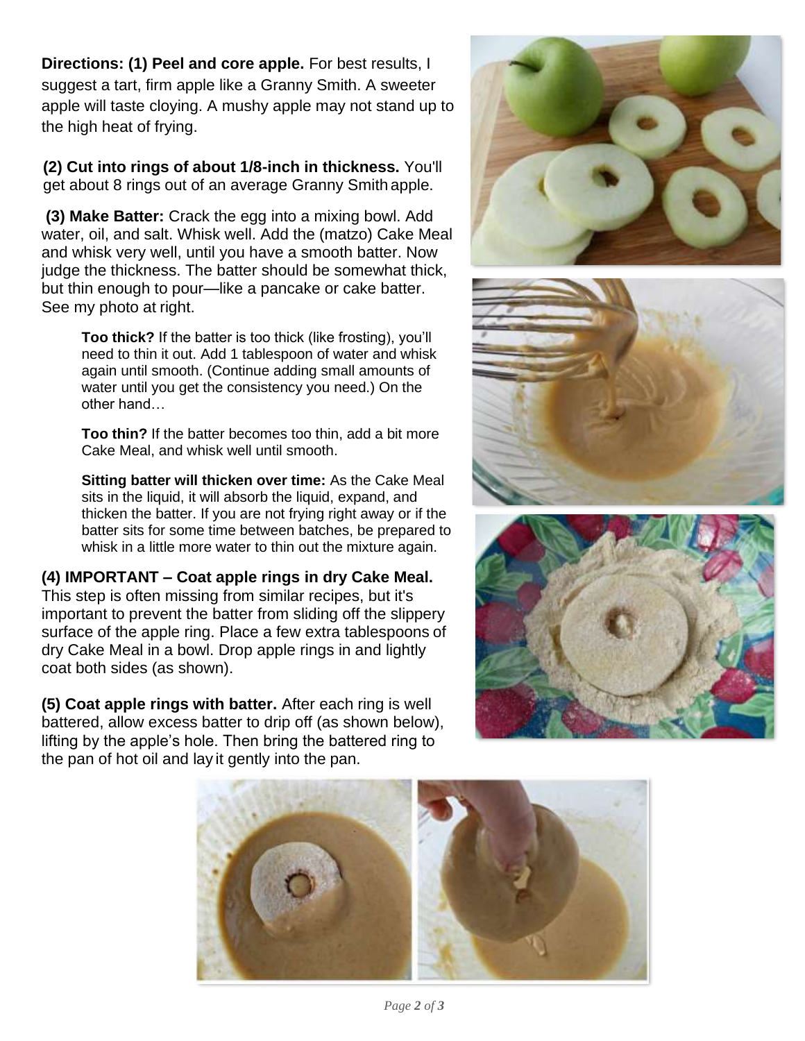**Directions: (1) Peel and core apple.** For best results, I suggest a tart, firm apple like a Granny Smith. A sweeter apple will taste cloying. A mushy apple may not stand up to the high heat of frying.

**(2) Cut into rings of about 1/8-inch in thickness.** You'll get about 8 rings out of an average Granny Smith apple.

**(3) Make Batter:** Crack the egg into a mixing bowl. Add water, oil, and salt. Whisk well. Add the (matzo) Cake Meal and whisk very well, until you have a smooth batter. Now judge the thickness. The batter should be somewhat thick, but thin enough to pour—like a pancake or cake batter. See my photo at right.

> **Too thick?** If the batter is too thick (like frosting), you'll need to thin it out. Add 1 tablespoon of water and whisk again until smooth. (Continue adding small amounts of water until you get the consistency you need.) On the other hand…
>
> **Too thin?** If the batter becomes too thin, add a bit more Cake Meal, and whisk well until smooth.
>
> **Sitting batter will thicken over time:** As the Cake Meal sits in the liquid, it will absorb the liquid, expand, and thicken the batter. If you are not frying right away or if the batter sits for some time between batches, be prepared to whisk in a little more water to thin out the mixture again.

**(4) IMPORTANT – Coat apple rings in dry Cake Meal.** This step is often missing from similar recipes, but it's important to prevent the batter from sliding off the slippery surface of the apple ring. Place a few extra tablespoons of dry Cake Meal in a bowl. Drop apple rings in and lightly coat both sides (as shown).

**(5) Coat apple rings with batter.** After each ring is well battered, allow excess batter to drip off (as shown below), lifting by the apple's hole. Then bring the battered ring to the pan of hot oil and lay it gently into the pan.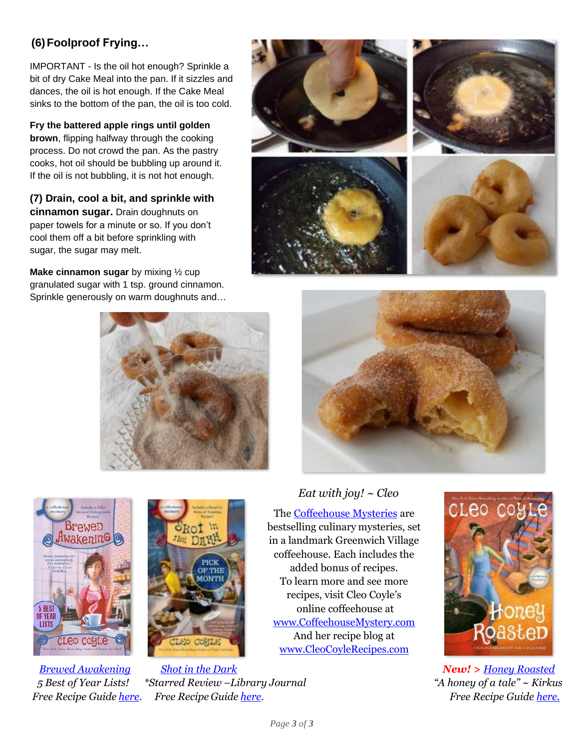## (6) Foolproof Frying…

IMPORTANT - Is the oil hot enough? Sprinkle a bit of dry Cake Meal into the pan. If it sizzles and dances, the oil is hot enough. If the Cake Meal sinks to the bottom of the pan, the oil is too cold.

**Fry the battered apple rings until golden brown**, flipping halfway through the cooking process. Do not crowd the pan. As the pastry cooks, hot oil should be bubbling up around it. If the oil is not bubbling, it is not hot enough.

**(7) Drain, cool a bit, and sprinkle with cinnamon sugar.** Drain doughnuts on paper towels for a minute or so. If you don't cool them off a bit before sprinkling with sugar, the sugar may melt.

**Make cinnamon sugar** by mixing ½ cup granulated sugar with 1 tsp. ground cinnamon. Sprinkle generously on warm doughnuts and…

*Eat with joy! ~ Cleo*

The Coffeehouse Mysteries are bestselling culinary mysteries, set in a landmark Greenwich Village coffeehouse. Each includes the added bonus of recipes. To learn more and see more recipes, visit Cleo Coyle's online coffeehouse at www.CoffeehouseMystery.com And her recipe blog at www.CleoCoyleRecipes.com

*Brewed Awakening*
*5 Best of Year Lists!*
*Free Recipe Guide here.*

*Shot in the Dark*
*\*Starred Review –Library Journal*
*Free Recipe Guide here.*

***New!*** *> Honey Roasted*
*"A honey of a tale" ~ Kirkus*
*Free Recipe Guide here.*